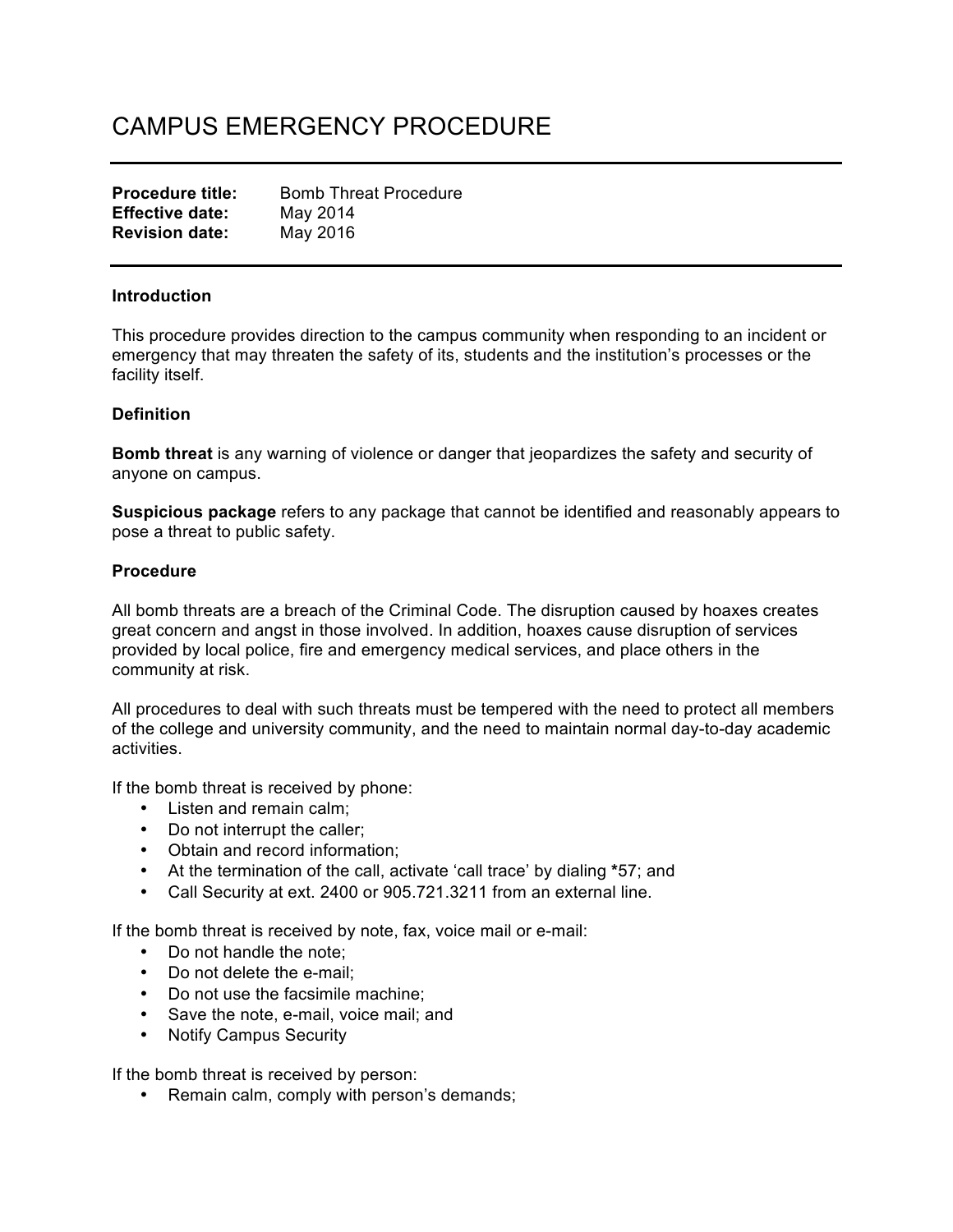# CAMPUS EMERGENCY PROCEDURE

---

**Procedure title:** Bomb Threat Procedure
**Effective date:** May 2014
**Revision date:** May 2016

---

**Introduction**

This procedure provides direction to the campus community when responding to an incident or emergency that may threaten the safety of its, students and the institution's processes or the facility itself.

**Definition**

**Bomb threat** is any warning of violence or danger that jeopardizes the safety and security of anyone on campus.

**Suspicious package** refers to any package that cannot be identified and reasonably appears to pose a threat to public safety.

**Procedure**

All bomb threats are a breach of the Criminal Code. The disruption caused by hoaxes creates great concern and angst in those involved. In addition, hoaxes cause disruption of services provided by local police, fire and emergency medical services, and place others in the community at risk.

All procedures to deal with such threats must be tempered with the need to protect all members of the college and university community, and the need to maintain normal day-to-day academic activities.

If the bomb threat is received by phone:

- Listen and remain calm;
- Do not interrupt the caller;
- Obtain and record information;
- At the termination of the call, activate 'call trace' by dialing *57; and
- Call Security at ext. 2400 or 905.721.3211 from an external line.

If the bomb threat is received by note, fax, voice mail or e-mail:

- Do not handle the note;
- Do not delete the e-mail;
- Do not use the facsimile machine;
- Save the note, e-mail, voice mail; and
- Notify Campus Security

If the bomb threat is received by person:

- Remain calm, comply with person's demands;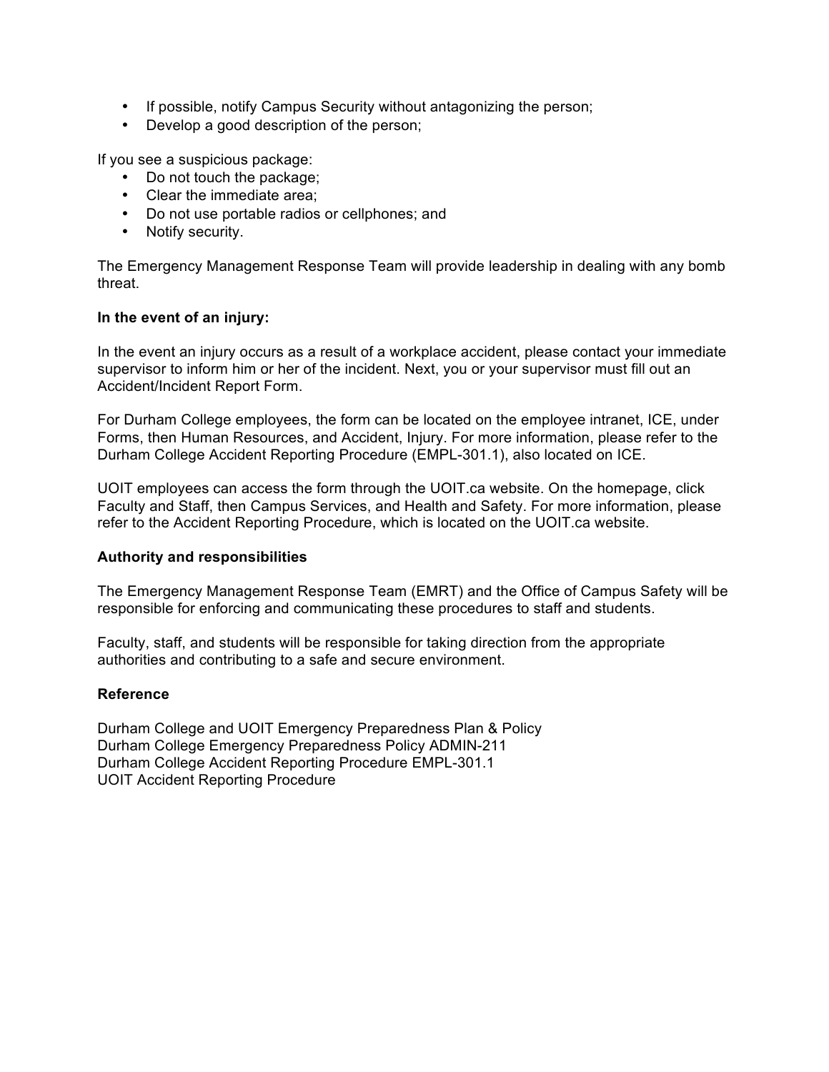- If possible, notify Campus Security without antagonizing the person;
- Develop a good description of the person;

If you see a suspicious package:

- Do not touch the package;
- Clear the immediate area;
- Do not use portable radios or cellphones; and
- Notify security.

The Emergency Management Response Team will provide leadership in dealing with any bomb threat.

**In the event of an injury:**

In the event an injury occurs as a result of a workplace accident, please contact your immediate supervisor to inform him or her of the incident. Next, you or your supervisor must fill out an Accident/Incident Report Form.

For Durham College employees, the form can be located on the employee intranet, ICE, under Forms, then Human Resources, and Accident, Injury. For more information, please refer to the Durham College Accident Reporting Procedure (EMPL-301.1), also located on ICE.

UOIT employees can access the form through the UOIT.ca website. On the homepage, click Faculty and Staff, then Campus Services, and Health and Safety. For more information, please refer to the Accident Reporting Procedure, which is located on the UOIT.ca website.

**Authority and responsibilities**

The Emergency Management Response Team (EMRT) and the Office of Campus Safety will be responsible for enforcing and communicating these procedures to staff and students.

Faculty, staff, and students will be responsible for taking direction from the appropriate authorities and contributing to a safe and secure environment.

**Reference**

Durham College and UOIT Emergency Preparedness Plan & Policy
Durham College Emergency Preparedness Policy ADMIN-211
Durham College Accident Reporting Procedure EMPL-301.1
UOIT Accident Reporting Procedure